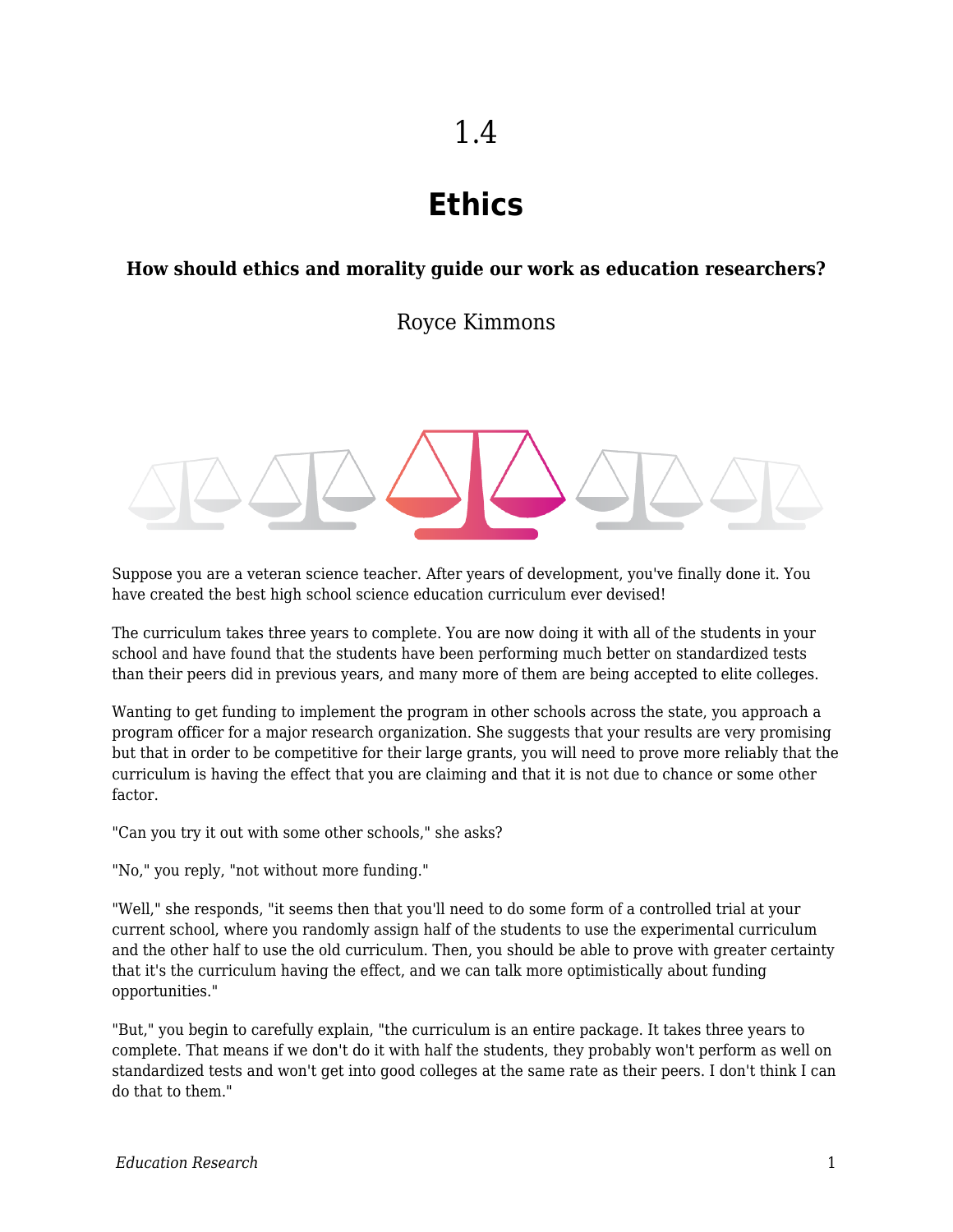# 1.4

# Ethics

**How should ethics and morality guide our work as education researchers?**

Royce Kimmons

Suppose you are a veteran science teacher. After years of development, you've finally done it. You have created the best high school science education curriculum ever devised!

The curriculum takes three years to complete. You are now doing it with all of the students in your school and have found that the students have been performing much better on standardized tests than their peers did in previous years, and many more of them are being accepted to elite colleges.

Wanting to get funding to implement the program in other schools across the state, you approach a program officer for a major research organization. She suggests that your results are very promising but that in order to be competitive for their large grants, you will need to prove more reliably that the curriculum is having the effect that you are claiming and that it is not due to chance or some other factor.

"Can you try it out with some other schools," she asks?

"No," you reply, "not without more funding."

"Well," she responds, "it seems then that you'll need to do some form of a controlled trial at your current school, where you randomly assign half of the students to use the experimental curriculum and the other half to use the old curriculum. Then, you should be able to prove with greater certainty that it's the curriculum having the effect, and we can talk more optimistically about funding opportunities."

"But," you begin to carefully explain, "the curriculum is an entire package. It takes three years to complete. That means if we don't do it with half the students, they probably won't perform as well on standardized tests and won't get into good colleges at the same rate as their peers. I don't think I can do that to them."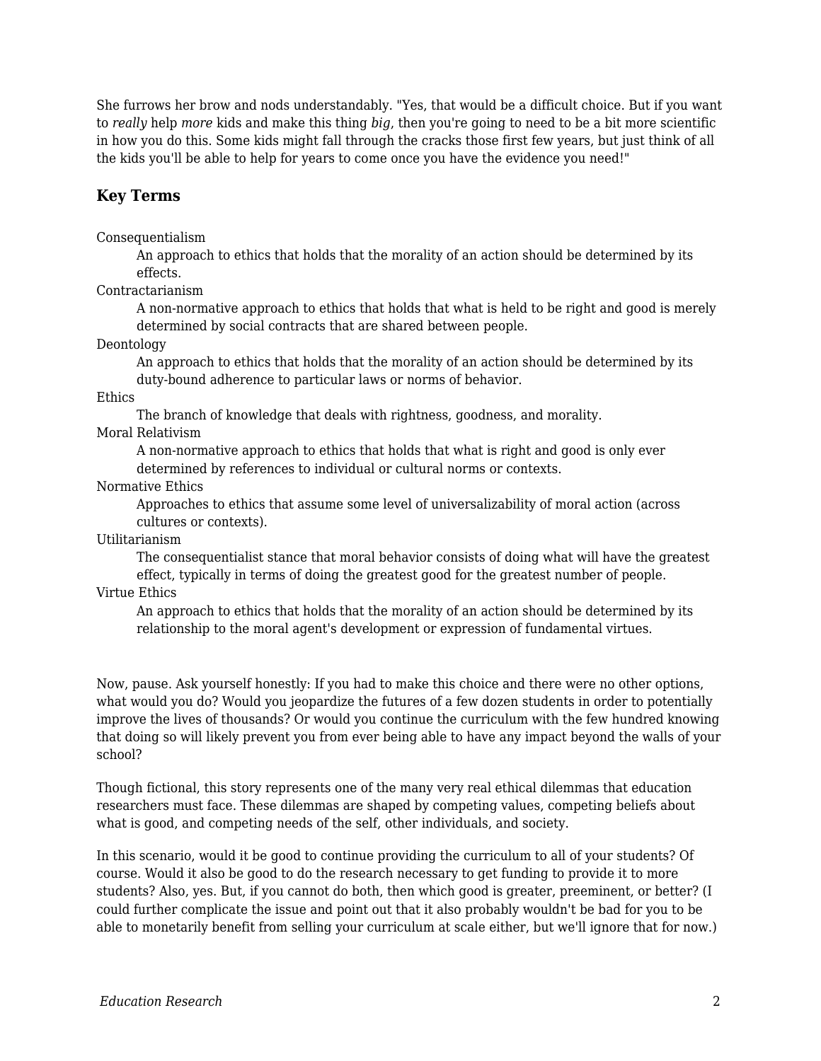She furrows her brow and nods understandably. "Yes, that would be a difficult choice. But if you want to *really* help *more* kids and make this thing *big*, then you're going to need to be a bit more scientific in how you do this. Some kids might fall through the cracks those first few years, but just think of all the kids you'll be able to help for years to come once you have the evidence you need!"

### Key Terms

Consequentialism
: An approach to ethics that holds that the morality of an action should be determined by its effects.

Contractarianism
: A non-normative approach to ethics that holds that what is held to be right and good is merely determined by social contracts that are shared between people.

Deontology
: An approach to ethics that holds that the morality of an action should be determined by its duty-bound adherence to particular laws or norms of behavior.

Ethics
: The branch of knowledge that deals with rightness, goodness, and morality.

Moral Relativism
: A non-normative approach to ethics that holds that what is right and good is only ever determined by references to individual or cultural norms or contexts.

Normative Ethics
: Approaches to ethics that assume some level of universalizability of moral action (across cultures or contexts).

Utilitarianism
: The consequentialist stance that moral behavior consists of doing what will have the greatest effect, typically in terms of doing the greatest good for the greatest number of people.

Virtue Ethics
: An approach to ethics that holds that the morality of an action should be determined by its relationship to the moral agent's development or expression of fundamental virtues.

Now, pause. Ask yourself honestly: If you had to make this choice and there were no other options, what would you do? Would you jeopardize the futures of a few dozen students in order to potentially improve the lives of thousands? Or would you continue the curriculum with the few hundred knowing that doing so will likely prevent you from ever being able to have any impact beyond the walls of your school?

Though fictional, this story represents one of the many very real ethical dilemmas that education researchers must face. These dilemmas are shaped by competing values, competing beliefs about what is good, and competing needs of the self, other individuals, and society.

In this scenario, would it be good to continue providing the curriculum to all of your students? Of course. Would it also be good to do the research necessary to get funding to provide it to more students? Also, yes. But, if you cannot do both, then which good is greater, preeminent, or better? (I could further complicate the issue and point out that it also probably wouldn't be bad for you to be able to monetarily benefit from selling your curriculum at scale either, but we'll ignore that for now.)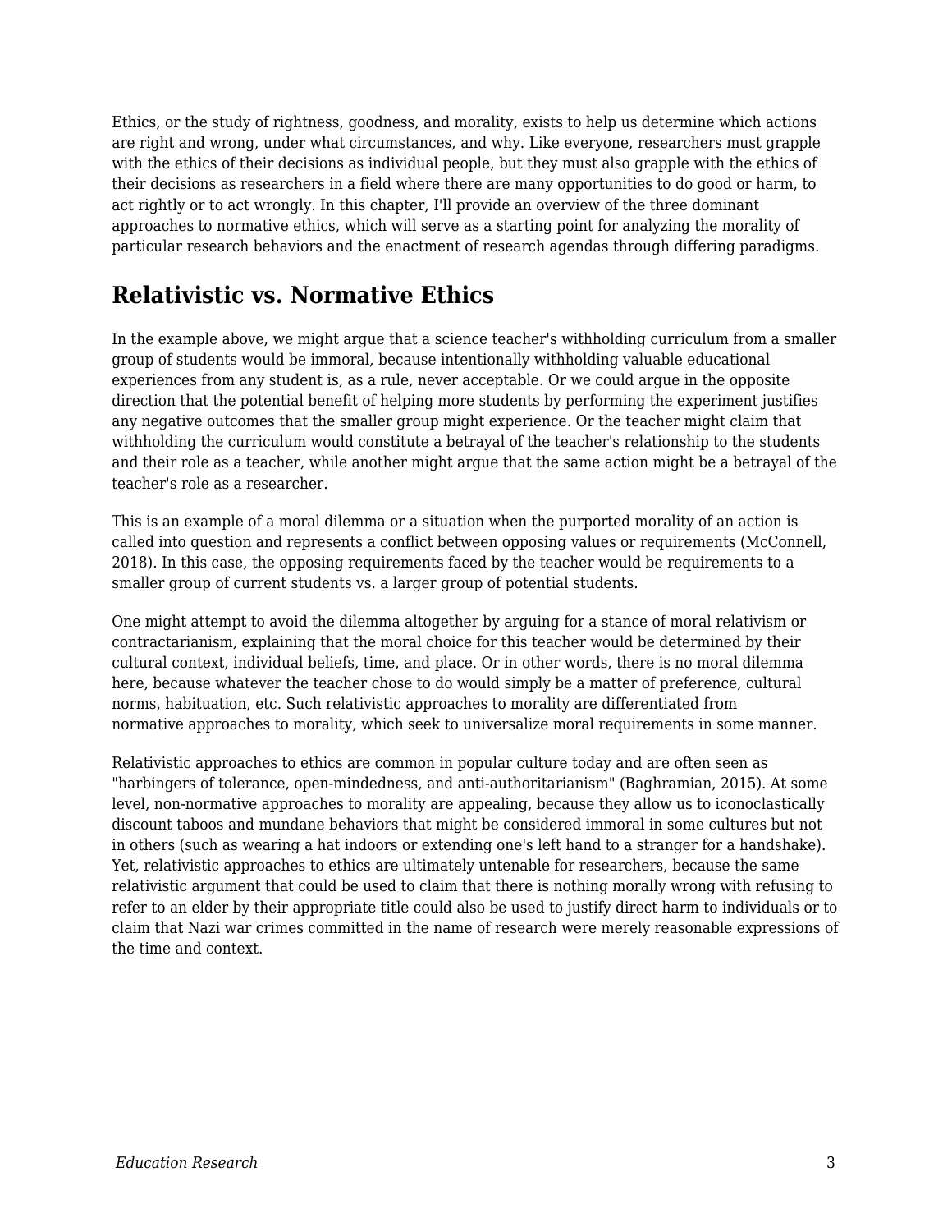Ethics, or the study of rightness, goodness, and morality, exists to help us determine which actions are right and wrong, under what circumstances, and why. Like everyone, researchers must grapple with the ethics of their decisions as individual people, but they must also grapple with the ethics of their decisions as researchers in a field where there are many opportunities to do good or harm, to act rightly or to act wrongly. In this chapter, I'll provide an overview of the three dominant approaches to normative ethics, which will serve as a starting point for analyzing the morality of particular research behaviors and the enactment of research agendas through differing paradigms.

## Relativistic vs. Normative Ethics

In the example above, we might argue that a science teacher's withholding curriculum from a smaller group of students would be immoral, because intentionally withholding valuable educational experiences from any student is, as a rule, never acceptable. Or we could argue in the opposite direction that the potential benefit of helping more students by performing the experiment justifies any negative outcomes that the smaller group might experience. Or the teacher might claim that withholding the curriculum would constitute a betrayal of the teacher's relationship to the students and their role as a teacher, while another might argue that the same action might be a betrayal of the teacher's role as a researcher.

This is an example of a moral dilemma or a situation when the purported morality of an action is called into question and represents a conflict between opposing values or requirements (McConnell, 2018). In this case, the opposing requirements faced by the teacher would be requirements to a smaller group of current students vs. a larger group of potential students.

One might attempt to avoid the dilemma altogether by arguing for a stance of moral relativism or contractarianism, explaining that the moral choice for this teacher would be determined by their cultural context, individual beliefs, time, and place. Or in other words, there is no moral dilemma here, because whatever the teacher chose to do would simply be a matter of preference, cultural norms, habituation, etc. Such relativistic approaches to morality are differentiated from normative approaches to morality, which seek to universalize moral requirements in some manner.

Relativistic approaches to ethics are common in popular culture today and are often seen as "harbingers of tolerance, open-mindedness, and anti-authoritarianism" (Baghramian, 2015). At some level, non-normative approaches to morality are appealing, because they allow us to iconoclastically discount taboos and mundane behaviors that might be considered immoral in some cultures but not in others (such as wearing a hat indoors or extending one's left hand to a stranger for a handshake). Yet, relativistic approaches to ethics are ultimately untenable for researchers, because the same relativistic argument that could be used to claim that there is nothing morally wrong with refusing to refer to an elder by their appropriate title could also be used to justify direct harm to individuals or to claim that Nazi war crimes committed in the name of research were merely reasonable expressions of the time and context.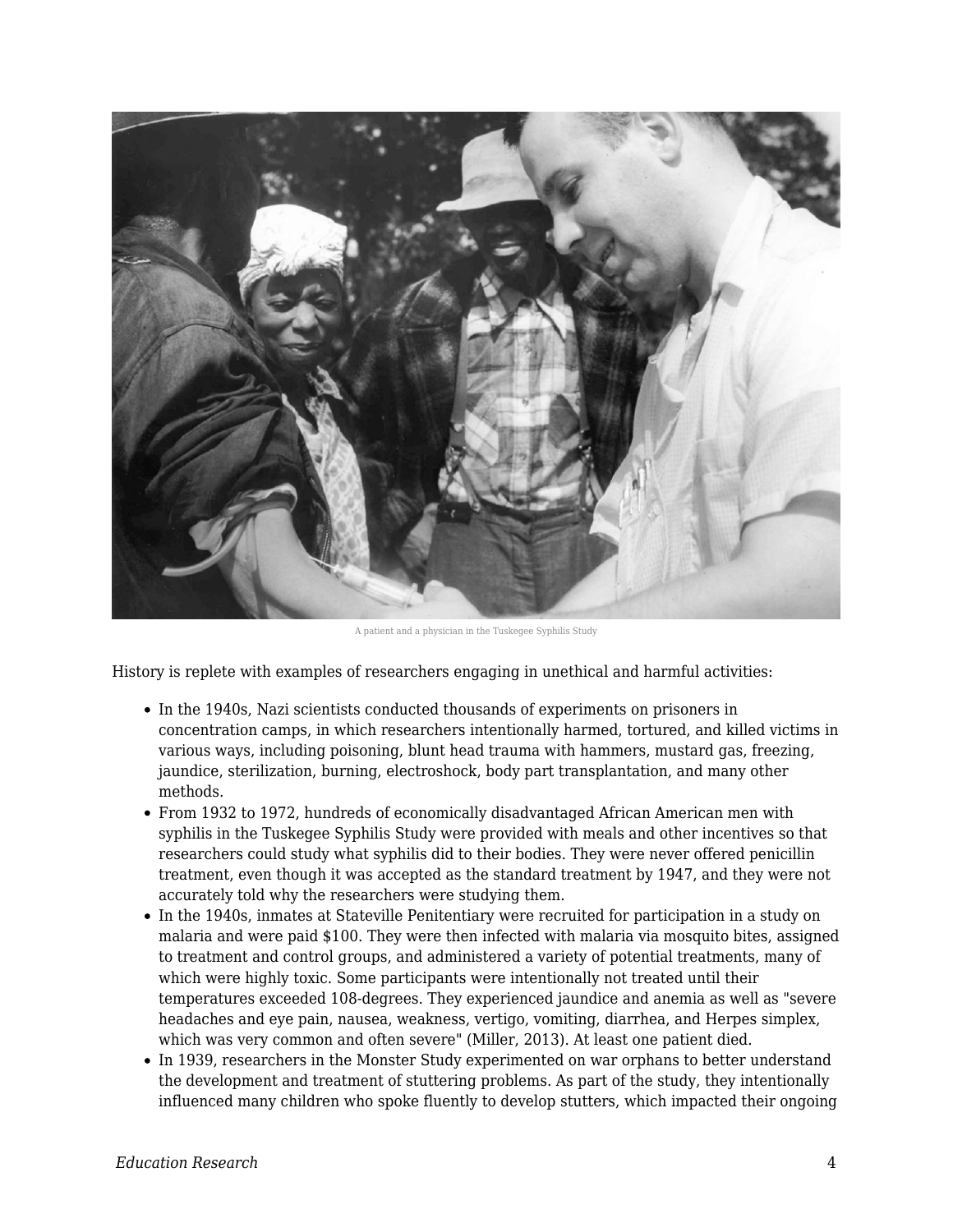A patient and a physician in the Tuskegee Syphilis Study

History is replete with examples of researchers engaging in unethical and harmful activities:

- In the 1940s, Nazi scientists conducted thousands of experiments on prisoners in concentration camps, in which researchers intentionally harmed, tortured, and killed victims in various ways, including poisoning, blunt head trauma with hammers, mustard gas, freezing, jaundice, sterilization, burning, electroshock, body part transplantation, and many other methods.
- From 1932 to 1972, hundreds of economically disadvantaged African American men with syphilis in the Tuskegee Syphilis Study were provided with meals and other incentives so that researchers could study what syphilis did to their bodies. They were never offered penicillin treatment, even though it was accepted as the standard treatment by 1947, and they were not accurately told why the researchers were studying them.
- In the 1940s, inmates at Stateville Penitentiary were recruited for participation in a study on malaria and were paid $100. They were then infected with malaria via mosquito bites, assigned to treatment and control groups, and administered a variety of potential treatments, many of which were highly toxic. Some participants were intentionally not treated until their temperatures exceeded 108-degrees. They experienced jaundice and anemia as well as "severe headaches and eye pain, nausea, weakness, vertigo, vomiting, diarrhea, and Herpes simplex, which was very common and often severe" (Miller, 2013). At least one patient died.
- In 1939, researchers in the Monster Study experimented on war orphans to better understand the development and treatment of stuttering problems. As part of the study, they intentionally influenced many children who spoke fluently to develop stutters, which impacted their ongoing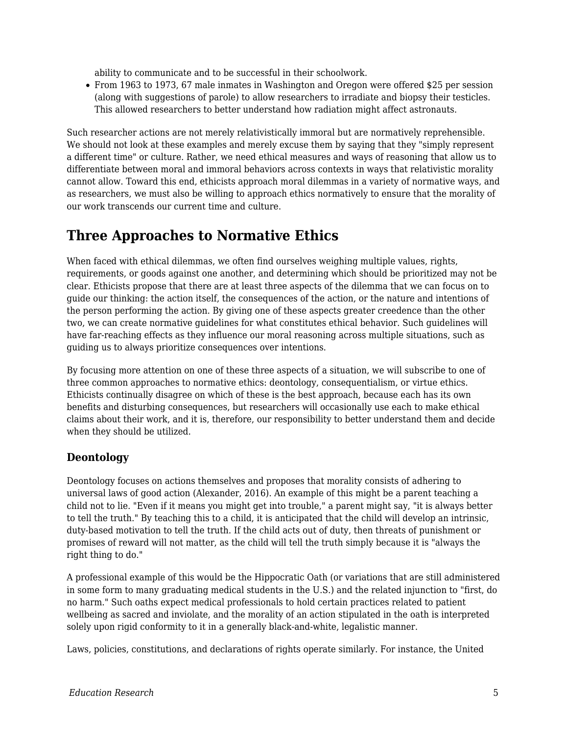ability to communicate and to be successful in their schoolwork.

- From 1963 to 1973, 67 male inmates in Washington and Oregon were offered $25 per session (along with suggestions of parole) to allow researchers to irradiate and biopsy their testicles. This allowed researchers to better understand how radiation might affect astronauts.

Such researcher actions are not merely relativistically immoral but are normatively reprehensible. We should not look at these examples and merely excuse them by saying that they "simply represent a different time" or culture. Rather, we need ethical measures and ways of reasoning that allow us to differentiate between moral and immoral behaviors across contexts in ways that relativistic morality cannot allow. Toward this end, ethicists approach moral dilemmas in a variety of normative ways, and as researchers, we must also be willing to approach ethics normatively to ensure that the morality of our work transcends our current time and culture.

## Three Approaches to Normative Ethics

When faced with ethical dilemmas, we often find ourselves weighing multiple values, rights, requirements, or goods against one another, and determining which should be prioritized may not be clear. Ethicists propose that there are at least three aspects of the dilemma that we can focus on to guide our thinking: the action itself, the consequences of the action, or the nature and intentions of the person performing the action. By giving one of these aspects greater creedence than the other two, we can create normative guidelines for what constitutes ethical behavior. Such guidelines will have far-reaching effects as they influence our moral reasoning across multiple situations, such as guiding us to always prioritize consequences over intentions.

By focusing more attention on one of these three aspects of a situation, we will subscribe to one of three common approaches to normative ethics: deontology, consequentialism, or virtue ethics. Ethicists continually disagree on which of these is the best approach, because each has its own benefits and disturbing consequences, but researchers will occasionally use each to make ethical claims about their work, and it is, therefore, our responsibility to better understand them and decide when they should be utilized.

### Deontology

Deontology focuses on actions themselves and proposes that morality consists of adhering to universal laws of good action (Alexander, 2016). An example of this might be a parent teaching a child not to lie. "Even if it means you might get into trouble," a parent might say, "it is always better to tell the truth." By teaching this to a child, it is anticipated that the child will develop an intrinsic, duty-based motivation to tell the truth. If the child acts out of duty, then threats of punishment or promises of reward will not matter, as the child will tell the truth simply because it is "always the right thing to do."

A professional example of this would be the Hippocratic Oath (or variations that are still administered in some form to many graduating medical students in the U.S.) and the related injunction to "first, do no harm." Such oaths expect medical professionals to hold certain practices related to patient wellbeing as sacred and inviolate, and the morality of an action stipulated in the oath is interpreted solely upon rigid conformity to it in a generally black-and-white, legalistic manner.

Laws, policies, constitutions, and declarations of rights operate similarly. For instance, the United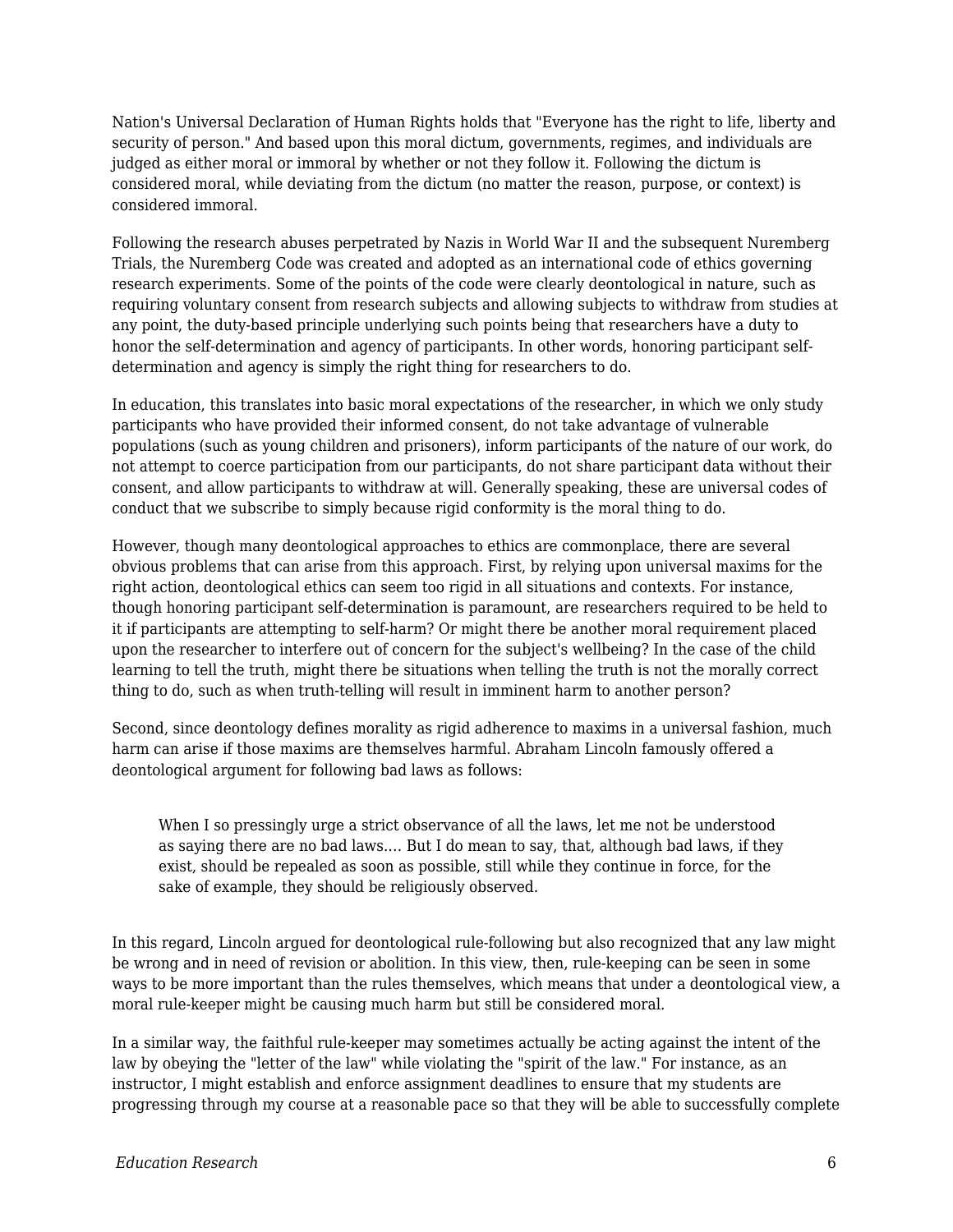Nation's Universal Declaration of Human Rights holds that "Everyone has the right to life, liberty and security of person." And based upon this moral dictum, governments, regimes, and individuals are judged as either moral or immoral by whether or not they follow it. Following the dictum is considered moral, while deviating from the dictum (no matter the reason, purpose, or context) is considered immoral.

Following the research abuses perpetrated by Nazis in World War II and the subsequent Nuremberg Trials, the Nuremberg Code was created and adopted as an international code of ethics governing research experiments. Some of the points of the code were clearly deontological in nature, such as requiring voluntary consent from research subjects and allowing subjects to withdraw from studies at any point, the duty-based principle underlying such points being that researchers have a duty to honor the self-determination and agency of participants. In other words, honoring participant self-determination and agency is simply the right thing for researchers to do.

In education, this translates into basic moral expectations of the researcher, in which we only study participants who have provided their informed consent, do not take advantage of vulnerable populations (such as young children and prisoners), inform participants of the nature of our work, do not attempt to coerce participation from our participants, do not share participant data without their consent, and allow participants to withdraw at will. Generally speaking, these are universal codes of conduct that we subscribe to simply because rigid conformity is the moral thing to do.

However, though many deontological approaches to ethics are commonplace, there are several obvious problems that can arise from this approach. First, by relying upon universal maxims for the right action, deontological ethics can seem too rigid in all situations and contexts. For instance, though honoring participant self-determination is paramount, are researchers required to be held to it if participants are attempting to self-harm? Or might there be another moral requirement placed upon the researcher to interfere out of concern for the subject's wellbeing? In the case of the child learning to tell the truth, might there be situations when telling the truth is not the morally correct thing to do, such as when truth-telling will result in imminent harm to another person?

Second, since deontology defines morality as rigid adherence to maxims in a universal fashion, much harm can arise if those maxims are themselves harmful. Abraham Lincoln famously offered a deontological argument for following bad laws as follows:

> When I so pressingly urge a strict observance of all the laws, let me not be understood as saying there are no bad laws.… But I do mean to say, that, although bad laws, if they exist, should be repealed as soon as possible, still while they continue in force, for the sake of example, they should be religiously observed.

In this regard, Lincoln argued for deontological rule-following but also recognized that any law might be wrong and in need of revision or abolition. In this view, then, rule-keeping can be seen in some ways to be more important than the rules themselves, which means that under a deontological view, a moral rule-keeper might be causing much harm but still be considered moral.

In a similar way, the faithful rule-keeper may sometimes actually be acting against the intent of the law by obeying the "letter of the law" while violating the "spirit of the law." For instance, as an instructor, I might establish and enforce assignment deadlines to ensure that my students are progressing through my course at a reasonable pace so that they will be able to successfully complete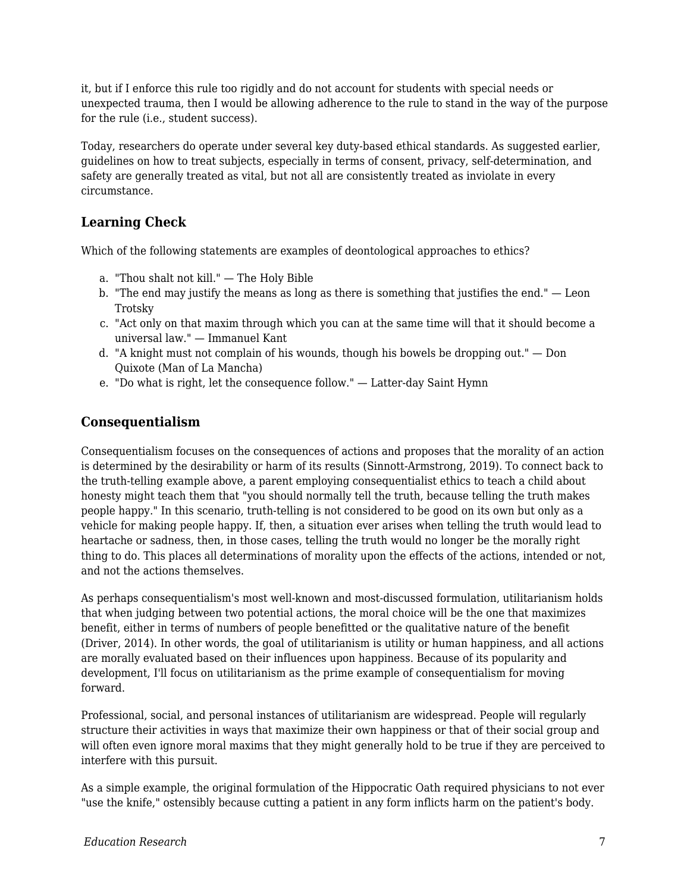it, but if I enforce this rule too rigidly and do not account for students with special needs or unexpected trauma, then I would be allowing adherence to the rule to stand in the way of the purpose for the rule (i.e., student success).

Today, researchers do operate under several key duty-based ethical standards. As suggested earlier, guidelines on how to treat subjects, especially in terms of consent, privacy, self-determination, and safety are generally treated as vital, but not all are consistently treated as inviolate in every circumstance.

### Learning Check

Which of the following statements are examples of deontological approaches to ethics?

a. "Thou shalt not kill." — The Holy Bible
b. "The end may justify the means as long as there is something that justifies the end." — Leon Trotsky
c. "Act only on that maxim through which you can at the same time will that it should become a universal law." — Immanuel Kant
d. "A knight must not complain of his wounds, though his bowels be dropping out." — Don Quixote (Man of La Mancha)
e. "Do what is right, let the consequence follow." — Latter-day Saint Hymn

### Consequentialism

Consequentialism focuses on the consequences of actions and proposes that the morality of an action is determined by the desirability or harm of its results (Sinnott-Armstrong, 2019). To connect back to the truth-telling example above, a parent employing consequentialist ethics to teach a child about honesty might teach them that "you should normally tell the truth, because telling the truth makes people happy." In this scenario, truth-telling is not considered to be good on its own but only as a vehicle for making people happy. If, then, a situation ever arises when telling the truth would lead to heartache or sadness, then, in those cases, telling the truth would no longer be the morally right thing to do. This places all determinations of morality upon the effects of the actions, intended or not, and not the actions themselves.

As perhaps consequentialism's most well-known and most-discussed formulation, utilitarianism holds that when judging between two potential actions, the moral choice will be the one that maximizes benefit, either in terms of numbers of people benefitted or the qualitative nature of the benefit (Driver, 2014). In other words, the goal of utilitarianism is utility or human happiness, and all actions are morally evaluated based on their influences upon happiness. Because of its popularity and development, I'll focus on utilitarianism as the prime example of consequentialism for moving forward.

Professional, social, and personal instances of utilitarianism are widespread. People will regularly structure their activities in ways that maximize their own happiness or that of their social group and will often even ignore moral maxims that they might generally hold to be true if they are perceived to interfere with this pursuit.

As a simple example, the original formulation of the Hippocratic Oath required physicians to not ever "use the knife," ostensibly because cutting a patient in any form inflicts harm on the patient's body.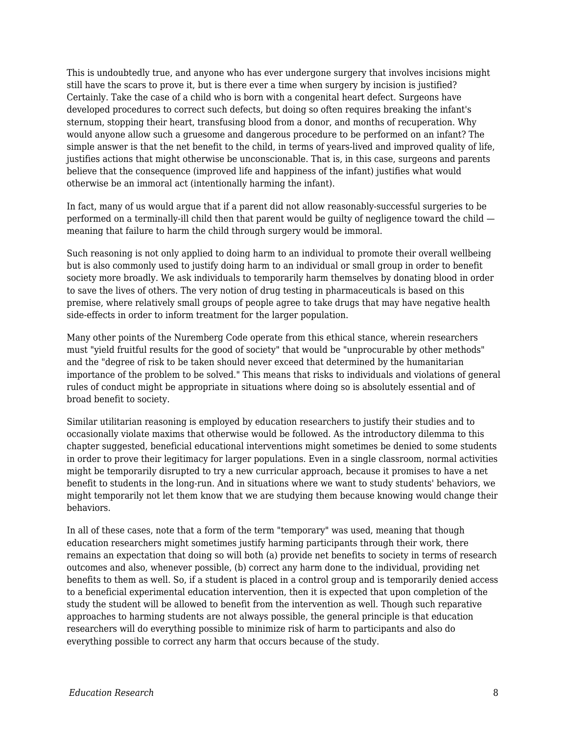This is undoubtedly true, and anyone who has ever undergone surgery that involves incisions might still have the scars to prove it, but is there ever a time when surgery by incision is justified? Certainly. Take the case of a child who is born with a congenital heart defect. Surgeons have developed procedures to correct such defects, but doing so often requires breaking the infant's sternum, stopping their heart, transfusing blood from a donor, and months of recuperation. Why would anyone allow such a gruesome and dangerous procedure to be performed on an infant? The simple answer is that the net benefit to the child, in terms of years-lived and improved quality of life, justifies actions that might otherwise be unconscionable. That is, in this case, surgeons and parents believe that the consequence (improved life and happiness of the infant) justifies what would otherwise be an immoral act (intentionally harming the infant).

In fact, many of us would argue that if a parent did not allow reasonably-successful surgeries to be performed on a terminally-ill child then that parent would be guilty of negligence toward the child — meaning that failure to harm the child through surgery would be immoral.

Such reasoning is not only applied to doing harm to an individual to promote their overall wellbeing but is also commonly used to justify doing harm to an individual or small group in order to benefit society more broadly. We ask individuals to temporarily harm themselves by donating blood in order to save the lives of others. The very notion of drug testing in pharmaceuticals is based on this premise, where relatively small groups of people agree to take drugs that may have negative health side-effects in order to inform treatment for the larger population.

Many other points of the Nuremberg Code operate from this ethical stance, wherein researchers must "yield fruitful results for the good of society" that would be "unprocurable by other methods" and the "degree of risk to be taken should never exceed that determined by the humanitarian importance of the problem to be solved." This means that risks to individuals and violations of general rules of conduct might be appropriate in situations where doing so is absolutely essential and of broad benefit to society.

Similar utilitarian reasoning is employed by education researchers to justify their studies and to occasionally violate maxims that otherwise would be followed. As the introductory dilemma to this chapter suggested, beneficial educational interventions might sometimes be denied to some students in order to prove their legitimacy for larger populations. Even in a single classroom, normal activities might be temporarily disrupted to try a new curricular approach, because it promises to have a net benefit to students in the long-run. And in situations where we want to study students' behaviors, we might temporarily not let them know that we are studying them because knowing would change their behaviors.

In all of these cases, note that a form of the term "temporary" was used, meaning that though education researchers might sometimes justify harming participants through their work, there remains an expectation that doing so will both (a) provide net benefits to society in terms of research outcomes and also, whenever possible, (b) correct any harm done to the individual, providing net benefits to them as well. So, if a student is placed in a control group and is temporarily denied access to a beneficial experimental education intervention, then it is expected that upon completion of the study the student will be allowed to benefit from the intervention as well. Though such reparative approaches to harming students are not always possible, the general principle is that education researchers will do everything possible to minimize risk of harm to participants and also do everything possible to correct any harm that occurs because of the study.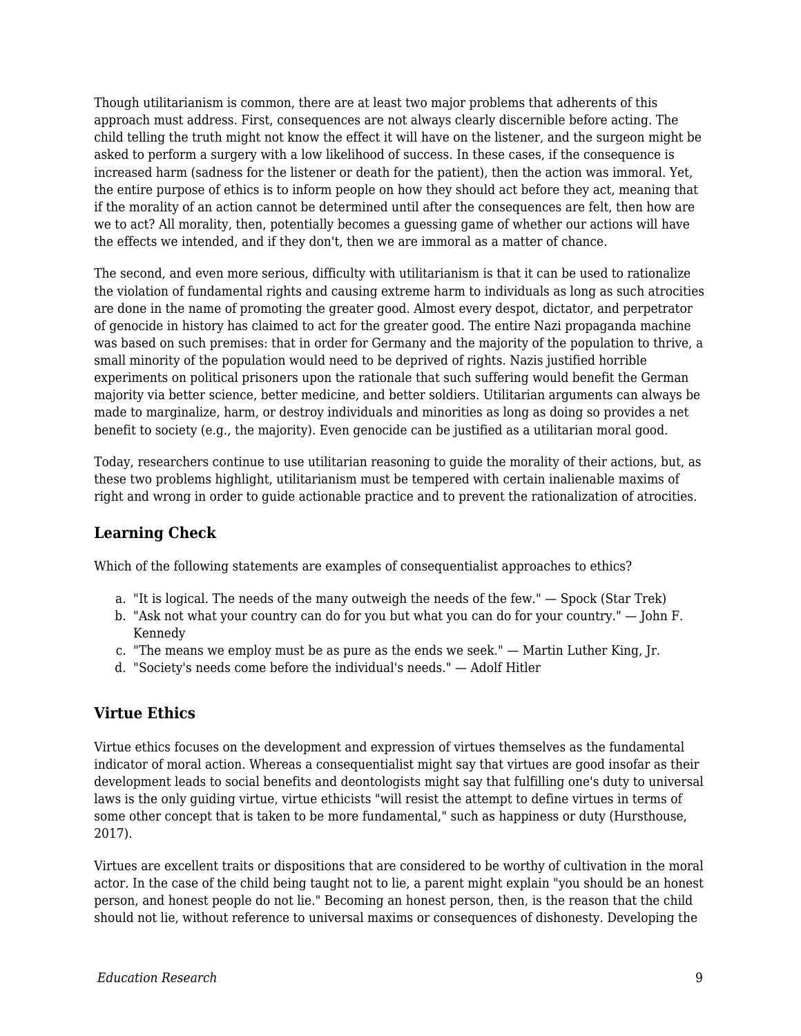Though utilitarianism is common, there are at least two major problems that adherents of this approach must address. First, consequences are not always clearly discernible before acting. The child telling the truth might not know the effect it will have on the listener, and the surgeon might be asked to perform a surgery with a low likelihood of success. In these cases, if the consequence is increased harm (sadness for the listener or death for the patient), then the action was immoral. Yet, the entire purpose of ethics is to inform people on how they should act before they act, meaning that if the morality of an action cannot be determined until after the consequences are felt, then how are we to act? All morality, then, potentially becomes a guessing game of whether our actions will have the effects we intended, and if they don't, then we are immoral as a matter of chance.

The second, and even more serious, difficulty with utilitarianism is that it can be used to rationalize the violation of fundamental rights and causing extreme harm to individuals as long as such atrocities are done in the name of promoting the greater good. Almost every despot, dictator, and perpetrator of genocide in history has claimed to act for the greater good. The entire Nazi propaganda machine was based on such premises: that in order for Germany and the majority of the population to thrive, a small minority of the population would need to be deprived of rights. Nazis justified horrible experiments on political prisoners upon the rationale that such suffering would benefit the German majority via better science, better medicine, and better soldiers. Utilitarian arguments can always be made to marginalize, harm, or destroy individuals and minorities as long as doing so provides a net benefit to society (e.g., the majority). Even genocide can be justified as a utilitarian moral good.

Today, researchers continue to use utilitarian reasoning to guide the morality of their actions, but, as these two problems highlight, utilitarianism must be tempered with certain inalienable maxims of right and wrong in order to guide actionable practice and to prevent the rationalization of atrocities.

### Learning Check

Which of the following statements are examples of consequentialist approaches to ethics?

a. "It is logical. The needs of the many outweigh the needs of the few." — Spock (Star Trek)
b. "Ask not what your country can do for you but what you can do for your country." — John F. Kennedy
c. "The means we employ must be as pure as the ends we seek." — Martin Luther King, Jr.
d. "Society's needs come before the individual's needs." — Adolf Hitler

### Virtue Ethics

Virtue ethics focuses on the development and expression of virtues themselves as the fundamental indicator of moral action. Whereas a consequentialist might say that virtues are good insofar as their development leads to social benefits and deontologists might say that fulfilling one's duty to universal laws is the only guiding virtue, virtue ethicists "will resist the attempt to define virtues in terms of some other concept that is taken to be more fundamental," such as happiness or duty (Hursthouse, 2017).

Virtues are excellent traits or dispositions that are considered to be worthy of cultivation in the moral actor. In the case of the child being taught not to lie, a parent might explain "you should be an honest person, and honest people do not lie." Becoming an honest person, then, is the reason that the child should not lie, without reference to universal maxims or consequences of dishonesty. Developing the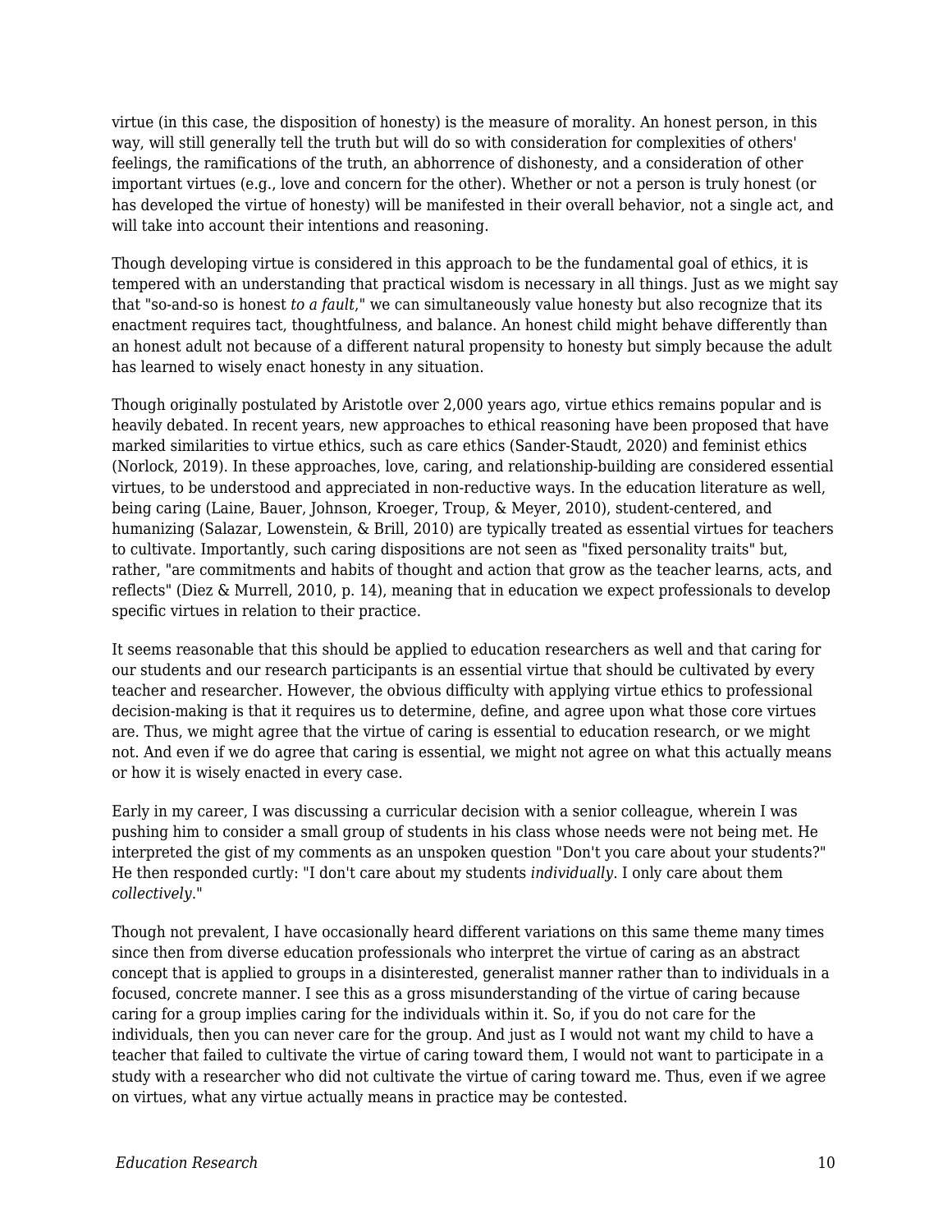virtue (in this case, the disposition of honesty) is the measure of morality. An honest person, in this way, will still generally tell the truth but will do so with consideration for complexities of others' feelings, the ramifications of the truth, an abhorrence of dishonesty, and a consideration of other important virtues (e.g., love and concern for the other). Whether or not a person is truly honest (or has developed the virtue of honesty) will be manifested in their overall behavior, not a single act, and will take into account their intentions and reasoning.

Though developing virtue is considered in this approach to be the fundamental goal of ethics, it is tempered with an understanding that practical wisdom is necessary in all things. Just as we might say that "so-and-so is honest *to a fault*," we can simultaneously value honesty but also recognize that its enactment requires tact, thoughtfulness, and balance. An honest child might behave differently than an honest adult not because of a different natural propensity to honesty but simply because the adult has learned to wisely enact honesty in any situation.

Though originally postulated by Aristotle over 2,000 years ago, virtue ethics remains popular and is heavily debated. In recent years, new approaches to ethical reasoning have been proposed that have marked similarities to virtue ethics, such as care ethics (Sander-Staudt, 2020) and feminist ethics (Norlock, 2019). In these approaches, love, caring, and relationship-building are considered essential virtues, to be understood and appreciated in non-reductive ways. In the education literature as well, being caring (Laine, Bauer, Johnson, Kroeger, Troup, & Meyer, 2010), student-centered, and humanizing (Salazar, Lowenstein, & Brill, 2010) are typically treated as essential virtues for teachers to cultivate. Importantly, such caring dispositions are not seen as "fixed personality traits" but, rather, "are commitments and habits of thought and action that grow as the teacher learns, acts, and reflects" (Diez & Murrell, 2010, p. 14), meaning that in education we expect professionals to develop specific virtues in relation to their practice.

It seems reasonable that this should be applied to education researchers as well and that caring for our students and our research participants is an essential virtue that should be cultivated by every teacher and researcher. However, the obvious difficulty with applying virtue ethics to professional decision-making is that it requires us to determine, define, and agree upon what those core virtues are. Thus, we might agree that the virtue of caring is essential to education research, or we might not. And even if we do agree that caring is essential, we might not agree on what this actually means or how it is wisely enacted in every case.

Early in my career, I was discussing a curricular decision with a senior colleague, wherein I was pushing him to consider a small group of students in his class whose needs were not being met. He interpreted the gist of my comments as an unspoken question "Don't you care about your students?" He then responded curtly: "I don't care about my students *individually*. I only care about them *collectively*."

Though not prevalent, I have occasionally heard different variations on this same theme many times since then from diverse education professionals who interpret the virtue of caring as an abstract concept that is applied to groups in a disinterested, generalist manner rather than to individuals in a focused, concrete manner. I see this as a gross misunderstanding of the virtue of caring because caring for a group implies caring for the individuals within it. So, if you do not care for the individuals, then you can never care for the group. And just as I would not want my child to have a teacher that failed to cultivate the virtue of caring toward them, I would not want to participate in a study with a researcher who did not cultivate the virtue of caring toward me. Thus, even if we agree on virtues, what any virtue actually means in practice may be contested.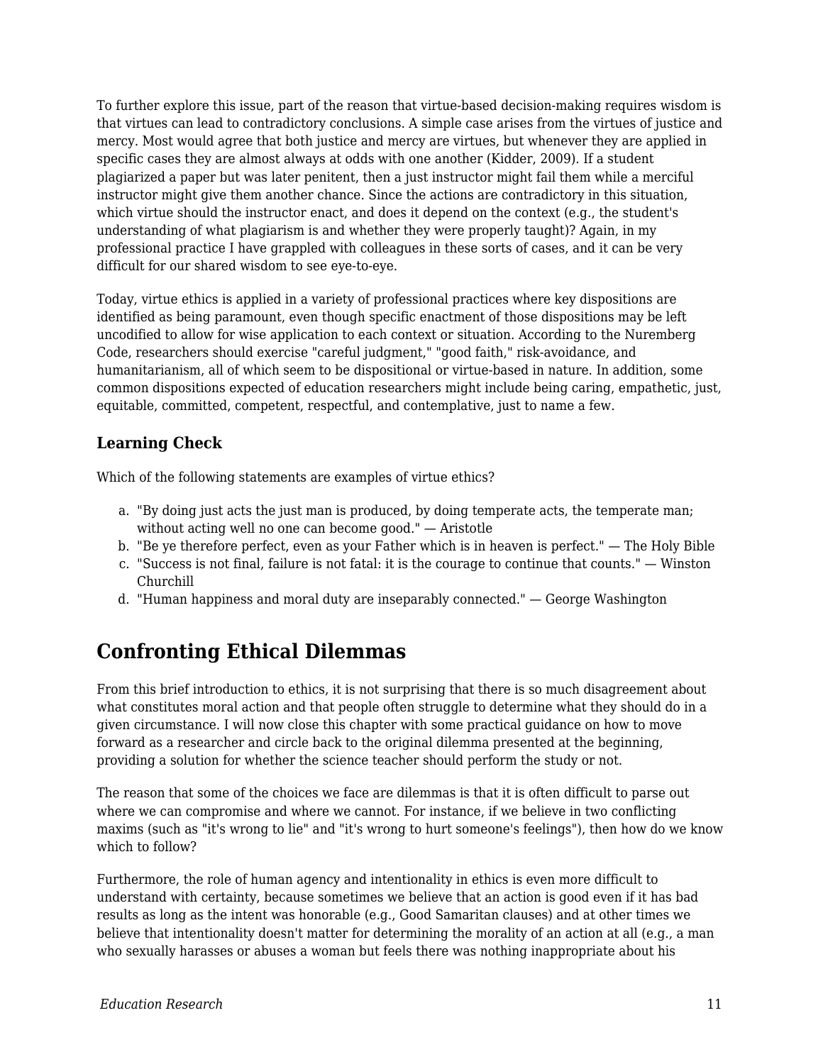To further explore this issue, part of the reason that virtue-based decision-making requires wisdom is that virtues can lead to contradictory conclusions. A simple case arises from the virtues of justice and mercy. Most would agree that both justice and mercy are virtues, but whenever they are applied in specific cases they are almost always at odds with one another (Kidder, 2009). If a student plagiarized a paper but was later penitent, then a just instructor might fail them while a merciful instructor might give them another chance. Since the actions are contradictory in this situation, which virtue should the instructor enact, and does it depend on the context (e.g., the student's understanding of what plagiarism is and whether they were properly taught)? Again, in my professional practice I have grappled with colleagues in these sorts of cases, and it can be very difficult for our shared wisdom to see eye-to-eye.

Today, virtue ethics is applied in a variety of professional practices where key dispositions are identified as being paramount, even though specific enactment of those dispositions may be left uncodified to allow for wise application to each context or situation. According to the Nuremberg Code, researchers should exercise "careful judgment," "good faith," risk-avoidance, and humanitarianism, all of which seem to be dispositional or virtue-based in nature. In addition, some common dispositions expected of education researchers might include being caring, empathetic, just, equitable, committed, competent, respectful, and contemplative, just to name a few.

### Learning Check

Which of the following statements are examples of virtue ethics?

a. "By doing just acts the just man is produced, by doing temperate acts, the temperate man; without acting well no one can become good." — Aristotle
b. "Be ye therefore perfect, even as your Father which is in heaven is perfect." — The Holy Bible
c. "Success is not final, failure is not fatal: it is the courage to continue that counts." — Winston Churchill
d. "Human happiness and moral duty are inseparably connected." — George Washington

## Confronting Ethical Dilemmas

From this brief introduction to ethics, it is not surprising that there is so much disagreement about what constitutes moral action and that people often struggle to determine what they should do in a given circumstance. I will now close this chapter with some practical guidance on how to move forward as a researcher and circle back to the original dilemma presented at the beginning, providing a solution for whether the science teacher should perform the study or not.

The reason that some of the choices we face are dilemmas is that it is often difficult to parse out where we can compromise and where we cannot. For instance, if we believe in two conflicting maxims (such as "it's wrong to lie" and "it's wrong to hurt someone's feelings"), then how do we know which to follow?

Furthermore, the role of human agency and intentionality in ethics is even more difficult to understand with certainty, because sometimes we believe that an action is good even if it has bad results as long as the intent was honorable (e.g., Good Samaritan clauses) and at other times we believe that intentionality doesn't matter for determining the morality of an action at all (e.g., a man who sexually harasses or abuses a woman but feels there was nothing inappropriate about his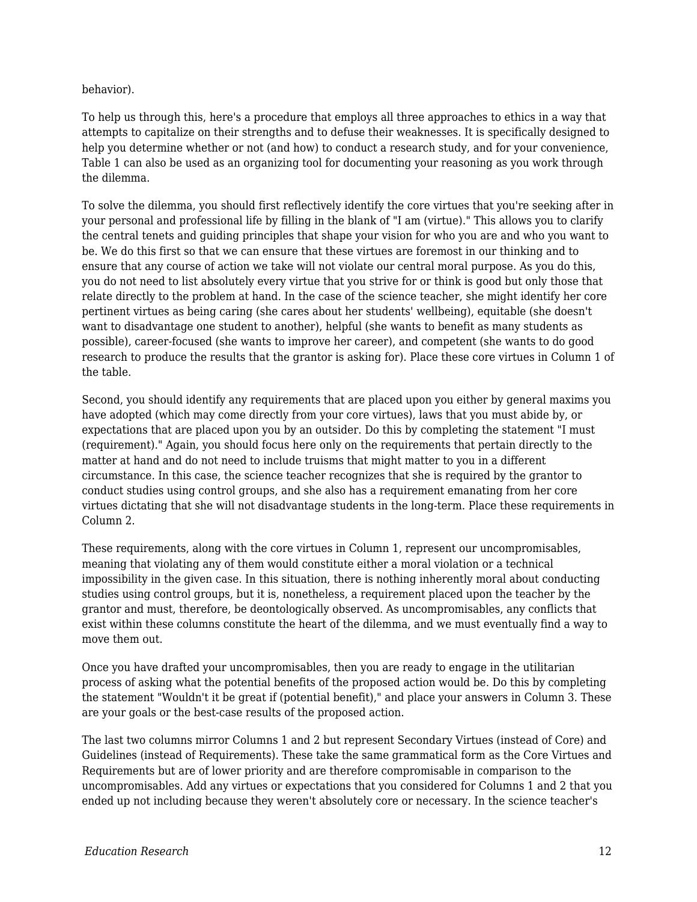behavior).

To help us through this, here's a procedure that employs all three approaches to ethics in a way that attempts to capitalize on their strengths and to defuse their weaknesses. It is specifically designed to help you determine whether or not (and how) to conduct a research study, and for your convenience, Table 1 can also be used as an organizing tool for documenting your reasoning as you work through the dilemma.

To solve the dilemma, you should first reflectively identify the core virtues that you're seeking after in your personal and professional life by filling in the blank of "I am (virtue)." This allows you to clarify the central tenets and guiding principles that shape your vision for who you are and who you want to be. We do this first so that we can ensure that these virtues are foremost in our thinking and to ensure that any course of action we take will not violate our central moral purpose. As you do this, you do not need to list absolutely every virtue that you strive for or think is good but only those that relate directly to the problem at hand. In the case of the science teacher, she might identify her core pertinent virtues as being caring (she cares about her students' wellbeing), equitable (she doesn't want to disadvantage one student to another), helpful (she wants to benefit as many students as possible), career-focused (she wants to improve her career), and competent (she wants to do good research to produce the results that the grantor is asking for). Place these core virtues in Column 1 of the table.

Second, you should identify any requirements that are placed upon you either by general maxims you have adopted (which may come directly from your core virtues), laws that you must abide by, or expectations that are placed upon you by an outsider. Do this by completing the statement "I must (requirement)." Again, you should focus here only on the requirements that pertain directly to the matter at hand and do not need to include truisms that might matter to you in a different circumstance. In this case, the science teacher recognizes that she is required by the grantor to conduct studies using control groups, and she also has a requirement emanating from her core virtues dictating that she will not disadvantage students in the long-term. Place these requirements in Column 2.

These requirements, along with the core virtues in Column 1, represent our uncompromisables, meaning that violating any of them would constitute either a moral violation or a technical impossibility in the given case. In this situation, there is nothing inherently moral about conducting studies using control groups, but it is, nonetheless, a requirement placed upon the teacher by the grantor and must, therefore, be deontologically observed. As uncompromisables, any conflicts that exist within these columns constitute the heart of the dilemma, and we must eventually find a way to move them out.

Once you have drafted your uncompromisables, then you are ready to engage in the utilitarian process of asking what the potential benefits of the proposed action would be. Do this by completing the statement "Wouldn't it be great if (potential benefit)," and place your answers in Column 3. These are your goals or the best-case results of the proposed action.

The last two columns mirror Columns 1 and 2 but represent Secondary Virtues (instead of Core) and Guidelines (instead of Requirements). These take the same grammatical form as the Core Virtues and Requirements but are of lower priority and are therefore compromisable in comparison to the uncompromisables. Add any virtues or expectations that you considered for Columns 1 and 2 that you ended up not including because they weren't absolutely core or necessary. In the science teacher's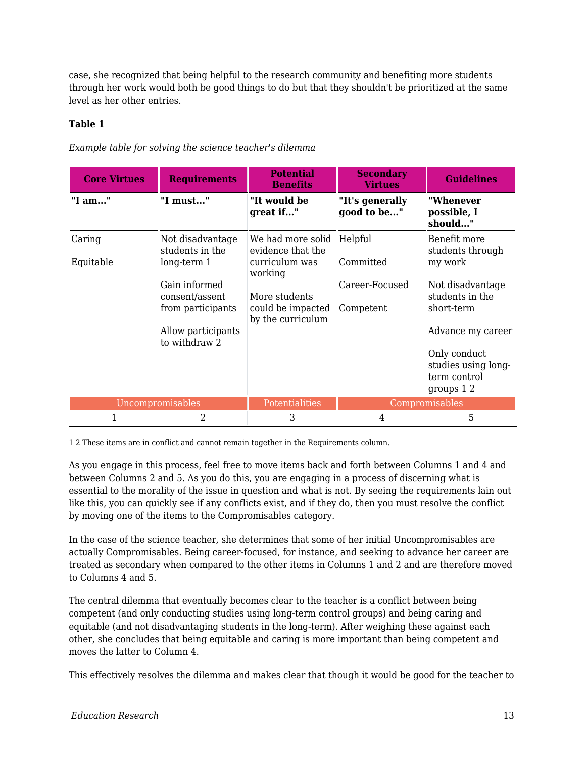case, she recognized that being helpful to the research community and benefiting more students through her work would both be good things to do but that they shouldn't be prioritized at the same level as her other entries.

**Table 1**

*Example table for solving the science teacher's dilemma*

| Core Virtues | Requirements | Potential Benefits | Secondary Virtues | Guidelines |
|---|---|---|---|---|
| **"I am..."** | **"I must..."** | **"It would be great if..."** | **"It's generally good to be..."** | **"Whenever possible, I should..."** |
| Caring<br><br>Equitable | Not disadvantage students in the long-term 1<br><br>Gain informed consent/assent from participants<br><br>Allow participants to withdraw 2 | We had more solid evidence that the curriculum was working<br><br>More students could be impacted by the curriculum | Helpful<br><br>Committed<br><br>Career-Focused<br><br>Competent | Benefit more students through my work<br><br>Not disadvantage students in the short-term<br><br>Advance my career<br><br>Only conduct studies using long-term control groups 1 2 |
| Uncompromisables | | Potentialities | Compromisables | |
| 1 | 2 | 3 | 4 | 5 |

1 2 These items are in conflict and cannot remain together in the Requirements column.

As you engage in this process, feel free to move items back and forth between Columns 1 and 4 and between Columns 2 and 5. As you do this, you are engaging in a process of discerning what is essential to the morality of the issue in question and what is not. By seeing the requirements lain out like this, you can quickly see if any conflicts exist, and if they do, then you must resolve the conflict by moving one of the items to the Compromisables category.

In the case of the science teacher, she determines that some of her initial Uncompromisables are actually Compromisables. Being career-focused, for instance, and seeking to advance her career are treated as secondary when compared to the other items in Columns 1 and 2 and are therefore moved to Columns 4 and 5.

The central dilemma that eventually becomes clear to the teacher is a conflict between being competent (and only conducting studies using long-term control groups) and being caring and equitable (and not disadvantaging students in the long-term). After weighing these against each other, she concludes that being equitable and caring is more important than being competent and moves the latter to Column 4.

This effectively resolves the dilemma and makes clear that though it would be good for the teacher to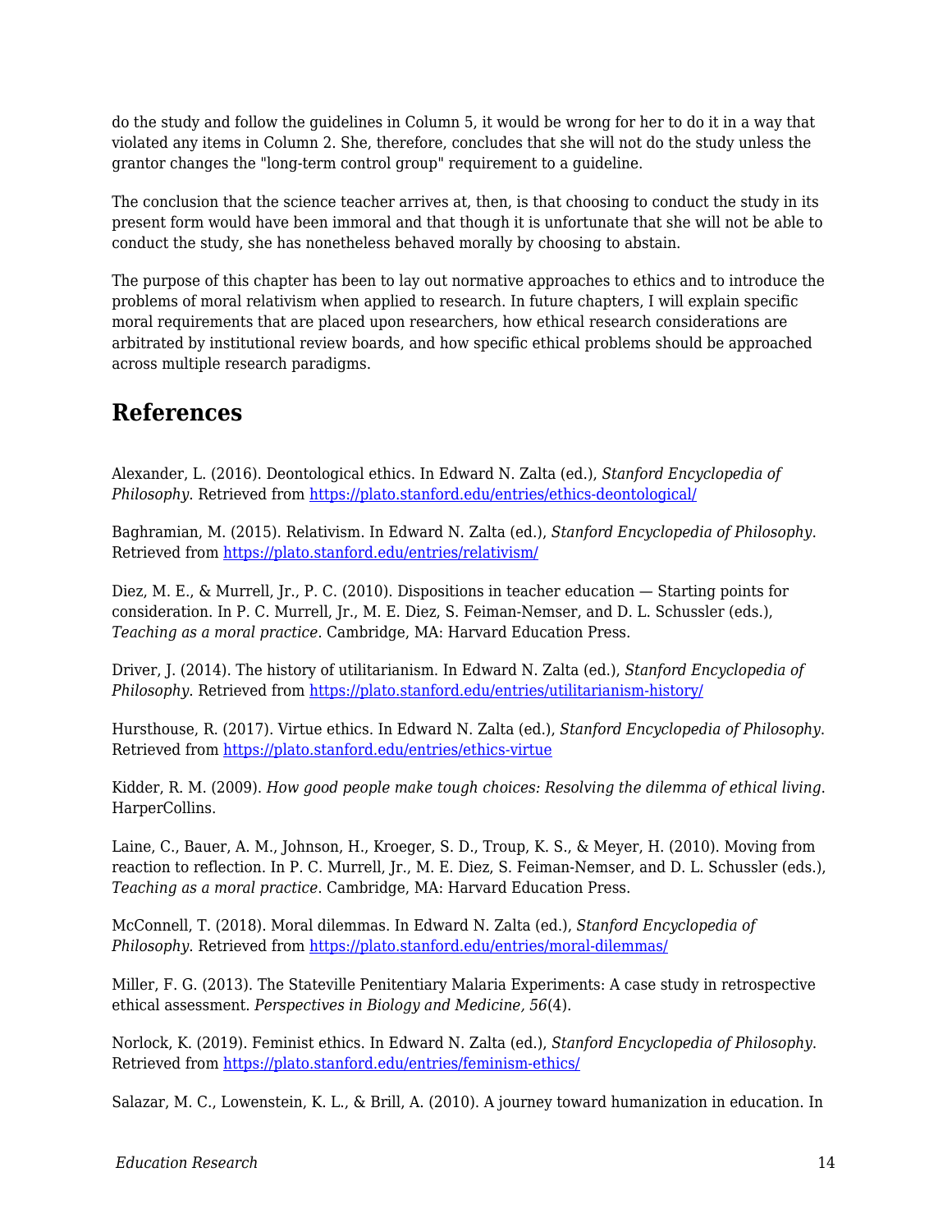do the study and follow the guidelines in Column 5, it would be wrong for her to do it in a way that violated any items in Column 2. She, therefore, concludes that she will not do the study unless the grantor changes the "long-term control group" requirement to a guideline.

The conclusion that the science teacher arrives at, then, is that choosing to conduct the study in its present form would have been immoral and that though it is unfortunate that she will not be able to conduct the study, she has nonetheless behaved morally by choosing to abstain.

The purpose of this chapter has been to lay out normative approaches to ethics and to introduce the problems of moral relativism when applied to research. In future chapters, I will explain specific moral requirements that are placed upon researchers, how ethical research considerations are arbitrated by institutional review boards, and how specific ethical problems should be approached across multiple research paradigms.

## References

Alexander, L. (2016). Deontological ethics. In Edward N. Zalta (ed.), *Stanford Encyclopedia of Philosophy*. Retrieved from https://plato.stanford.edu/entries/ethics-deontological/

Baghramian, M. (2015). Relativism. In Edward N. Zalta (ed.), *Stanford Encyclopedia of Philosophy*. Retrieved from https://plato.stanford.edu/entries/relativism/

Diez, M. E., & Murrell, Jr., P. C. (2010). Dispositions in teacher education — Starting points for consideration. In P. C. Murrell, Jr., M. E. Diez, S. Feiman-Nemser, and D. L. Schussler (eds.), *Teaching as a moral practice*. Cambridge, MA: Harvard Education Press.

Driver, J. (2014). The history of utilitarianism. In Edward N. Zalta (ed.), *Stanford Encyclopedia of Philosophy*. Retrieved from https://plato.stanford.edu/entries/utilitarianism-history/

Hursthouse, R. (2017). Virtue ethics. In Edward N. Zalta (ed.), *Stanford Encyclopedia of Philosophy*. Retrieved from https://plato.stanford.edu/entries/ethics-virtue

Kidder, R. M. (2009). *How good people make tough choices: Resolving the dilemma of ethical living*. HarperCollins.

Laine, C., Bauer, A. M., Johnson, H., Kroeger, S. D., Troup, K. S., & Meyer, H. (2010). Moving from reaction to reflection. In P. C. Murrell, Jr., M. E. Diez, S. Feiman-Nemser, and D. L. Schussler (eds.), *Teaching as a moral practice*. Cambridge, MA: Harvard Education Press.

McConnell, T. (2018). Moral dilemmas. In Edward N. Zalta (ed.), *Stanford Encyclopedia of Philosophy*. Retrieved from https://plato.stanford.edu/entries/moral-dilemmas/

Miller, F. G. (2013). The Stateville Penitentiary Malaria Experiments: A case study in retrospective ethical assessment. *Perspectives in Biology and Medicine, 56*(4).

Norlock, K. (2019). Feminist ethics. In Edward N. Zalta (ed.), *Stanford Encyclopedia of Philosophy*. Retrieved from https://plato.stanford.edu/entries/feminism-ethics/

Salazar, M. C., Lowenstein, K. L., & Brill, A. (2010). A journey toward humanization in education. In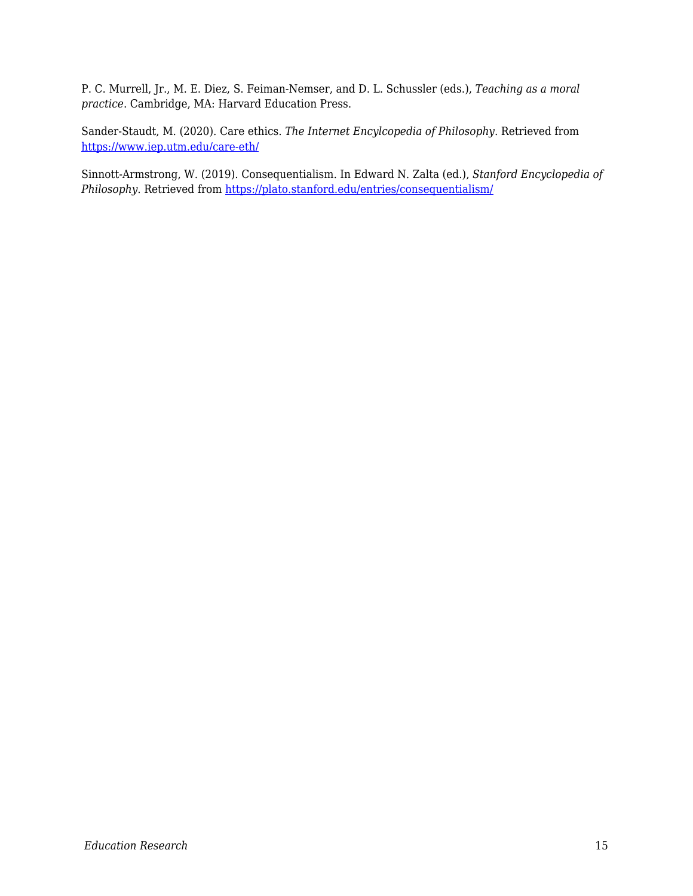P. C. Murrell, Jr., M. E. Diez, S. Feiman-Nemser, and D. L. Schussler (eds.), *Teaching as a moral practice*. Cambridge, MA: Harvard Education Press.

Sander-Staudt, M. (2020). Care ethics. *The Internet Encylcopedia of Philosophy*. Retrieved from https://www.iep.utm.edu/care-eth/

Sinnott-Armstrong, W. (2019). Consequentialism. In Edward N. Zalta (ed.), *Stanford Encyclopedia of Philosophy*. Retrieved from https://plato.stanford.edu/entries/consequentialism/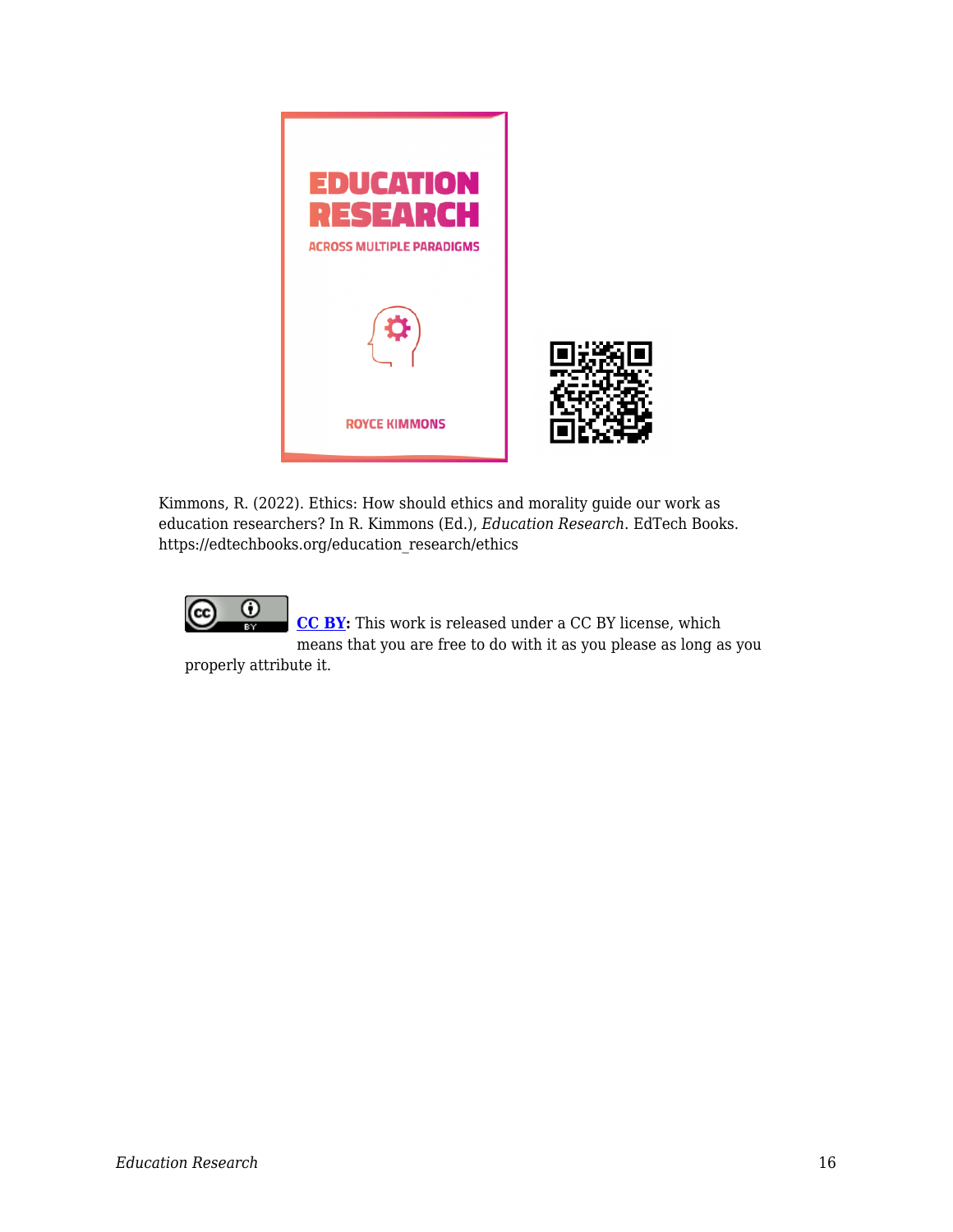Kimmons, R. (2022). Ethics: How should ethics and morality guide our work as education researchers? In R. Kimmons (Ed.), *Education Research*. EdTech Books. https://edtechbooks.org/education_research/ethics

**CC BY:** This work is released under a CC BY license, which means that you are free to do with it as you please as long as you properly attribute it.